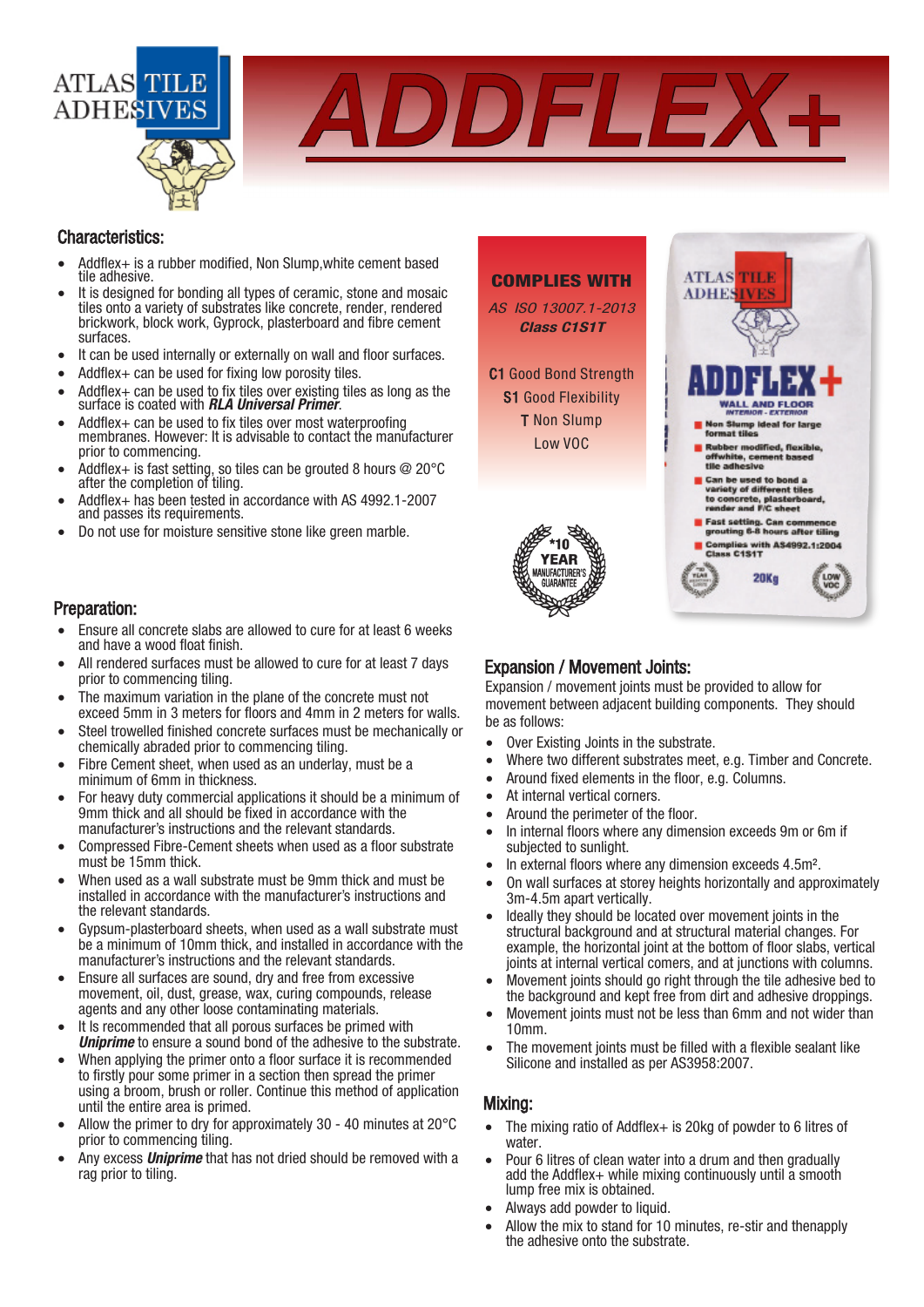ATLAS TILE ADHESIVES

# ADDFLEX+

## Characteristics:

- Addflex+ is a rubber modified, Non Slump,white cement based tile adhesive.
- It is designed for bonding all types of ceramic, stone and mosaic tiles onto a variety of substrates like concrete, render, rendered brickwork, block work, Gyprock, plasterboard and fibre cement surfaces.
- It can be used internally or externally on wall and floor surfaces.
- Addflex+ can be used for fixing low porosity tiles.
- Addflex+ can be used to fix tiles over existing tiles as long as the surface is coated with ***RLA Universal Primer***.
- Addflex+ can be used to fix tiles over most waterproofing membranes. However: It is advisable to contact the manufacturer prior to commencing.
- Addflex+ is fast setting, so tiles can be grouted 8 hours @ 20°C after the completion of tiling.
- Addflex+ has been tested in accordance with AS 4992.1-2007 and passes its requirements.
- Do not use for moisture sensitive stone like green marble.

**COMPLIES WITH**

*AS ISO 13007.1-2013*
***Class C1S1T***

**C1** Good Bond Strength
**S1** Good Flexibility
**T** Non Slump
Low VOC

*10 YEAR MANUFACTURER'S GUARANTEE

ATLAS TILE ADHESIVES
ADDFLEX+
WALL AND FLOOR
INTERIOR - EXTERIOR
- Non Slump ideal for large format tiles
- Rubber modified, flexible, offwhite, cement based tile adhesive
- Can be used to bond a variety of different tiles to concrete, plasterboard, render and F/C sheet
- Fast setting. Can commence grouting 6-8 hours after tiling
- Complies with AS4992.1:2004 Class C1S1T

20Kg
LOW VOC

## Preparation:

- Ensure all concrete slabs are allowed to cure for at least 6 weeks and have a wood float finish.
- All rendered surfaces must be allowed to cure for at least 7 days prior to commencing tiling.
- The maximum variation in the plane of the concrete must not exceed 5mm in 3 meters for floors and 4mm in 2 meters for walls.
- Steel trowelled finished concrete surfaces must be mechanically or chemically abraded prior to commencing tiling.
- Fibre Cement sheet, when used as an underlay, must be a minimum of 6mm in thickness.
- For heavy duty commercial applications it should be a minimum of 9mm thick and all should be fixed in accordance with the manufacturer's instructions and the relevant standards.
- Compressed Fibre-Cement sheets when used as a floor substrate must be 15mm thick.
- When used as a wall substrate must be 9mm thick and must be installed in accordance with the manufacturer's instructions and the relevant standards.
- Gypsum-plasterboard sheets, when used as a wall substrate must be a minimum of 10mm thick, and installed in accordance with the manufacturer's instructions and the relevant standards.
- Ensure all surfaces are sound, dry and free from excessive movement, oil, dust, grease, wax, curing compounds, release agents and any other loose contaminating materials.
- It Is recommended that all porous surfaces be primed with ***Uniprime*** to ensure a sound bond of the adhesive to the substrate.
- When applying the primer onto a floor surface it is recommended to firstly pour some primer in a section then spread the primer using a broom, brush or roller. Continue this method of application until the entire area is primed.
- Allow the primer to dry for approximately 30 - 40 minutes at 20°C prior to commencing tiling.
- Any excess ***Uniprime*** that has not dried should be removed with a rag prior to tiling.

## Expansion / Movement Joints:

Expansion / movement joints must be provided to allow for movement between adjacent building components. They should be as follows:

- Over Existing Joints in the substrate.
- Where two different substrates meet, e.g. Timber and Concrete.
- Around fixed elements in the floor, e.g. Columns.
- At internal vertical corners.
- Around the perimeter of the floor.
- In internal floors where any dimension exceeds 9m or 6m if subjected to sunlight.
- In external floors where any dimension exceeds 4.5m².
- On wall surfaces at storey heights horizontally and approximately 3m-4.5m apart vertically.
- Ideally they should be located over movement joints in the structural background and at structural material changes. For example, the horizontal joint at the bottom of floor slabs, vertical joints at internal vertical comers, and at junctions with columns.
- Movement joints should go right through the tile adhesive bed to the background and kept free from dirt and adhesive droppings.
- Movement joints must not be less than 6mm and not wider than 10mm.
- The movement joints must be filled with a flexible sealant like Silicone and installed as per AS3958:2007.

## Mixing:

- The mixing ratio of Addflex+ is 20kg of powder to 6 litres of water.
- Pour 6 litres of clean water into a drum and then gradually add the Addflex+ while mixing continuously until a smooth lump free mix is obtained.
- Always add powder to liquid.
- Allow the mix to stand for 10 minutes, re-stir and thenapply the adhesive onto the substrate.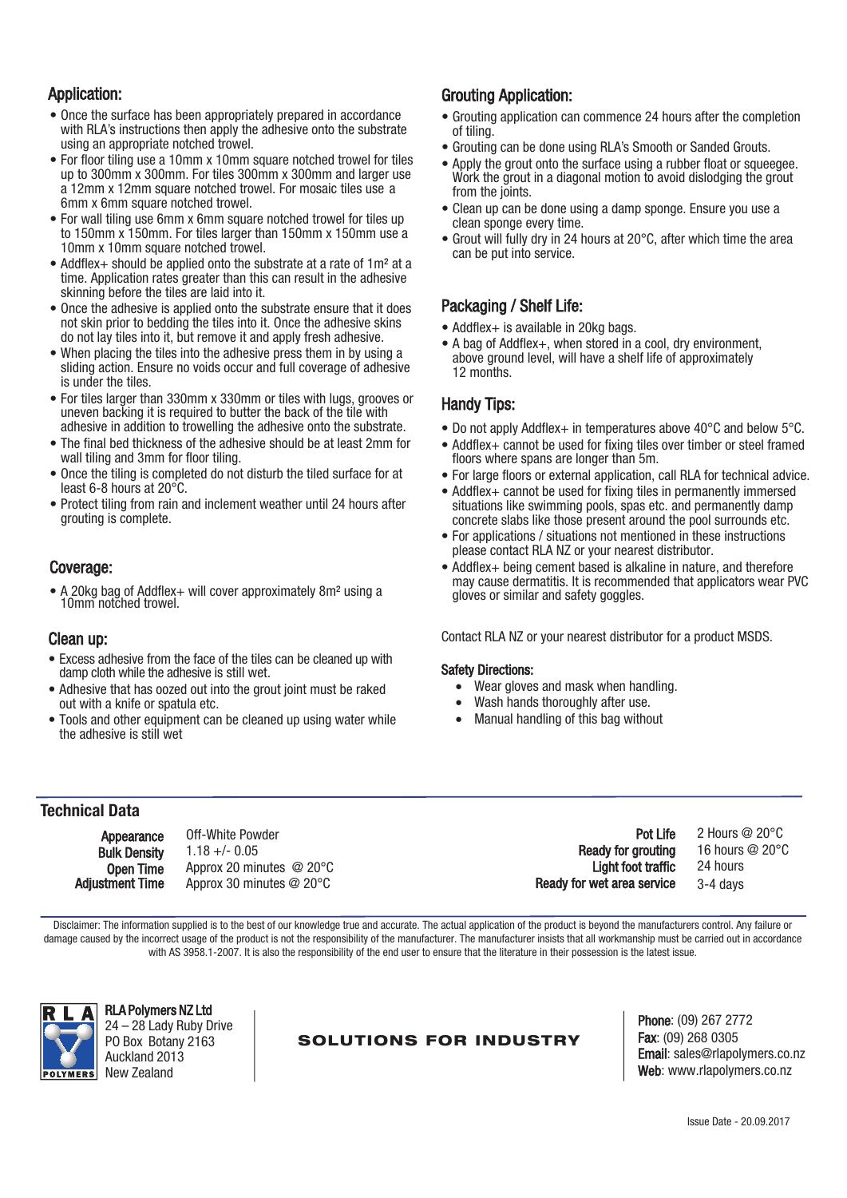## Application:

- Once the surface has been appropriately prepared in accordance with RLA's instructions then apply the adhesive onto the substrate using an appropriate notched trowel.
- For floor tiling use a 10mm x 10mm square notched trowel for tiles up to 300mm x 300mm. For tiles 300mm x 300mm and larger use a 12mm x 12mm square notched trowel. For mosaic tiles use a 6mm x 6mm square notched trowel.
- For wall tiling use 6mm x 6mm square notched trowel for tiles up to 150mm x 150mm. For tiles larger than 150mm x 150mm use a 10mm x 10mm square notched trowel.
- Addflex+ should be applied onto the substrate at a rate of 1m² at a time. Application rates greater than this can result in the adhesive skinning before the tiles are laid into it.
- Once the adhesive is applied onto the substrate ensure that it does not skin prior to bedding the tiles into it. Once the adhesive skins do not lay tiles into it, but remove it and apply fresh adhesive.
- When placing the tiles into the adhesive press them in by using a sliding action. Ensure no voids occur and full coverage of adhesive is under the tiles.
- For tiles larger than 330mm x 330mm or tiles with lugs, grooves or uneven backing it is required to butter the back of the tile with adhesive in addition to trowelling the adhesive onto the substrate.
- The final bed thickness of the adhesive should be at least 2mm for wall tiling and 3mm for floor tiling.
- Once the tiling is completed do not disturb the tiled surface for at least 6-8 hours at 20°C.
- Protect tiling from rain and inclement weather until 24 hours after grouting is complete.

## Coverage:

- A 20kg bag of Addflex+ will cover approximately 8m² using a 10mm notched trowel.

## Clean up:

- Excess adhesive from the face of the tiles can be cleaned up with damp cloth while the adhesive is still wet.
- Adhesive that has oozed out into the grout joint must be raked out with a knife or spatula etc.
- Tools and other equipment can be cleaned up using water while the adhesive is still wet

## Grouting Application:

- Grouting application can commence 24 hours after the completion of tiling.
- Grouting can be done using RLA's Smooth or Sanded Grouts.
- Apply the grout onto the surface using a rubber float or squeegee. Work the grout in a diagonal motion to avoid dislodging the grout from the joints.
- Clean up can be done using a damp sponge. Ensure you use a clean sponge every time.
- Grout will fully dry in 24 hours at 20°C, after which time the area can be put into service.

## Packaging / Shelf Life:

- Addflex+ is available in 20kg bags.
- A bag of Addflex+, when stored in a cool, dry environment, above ground level, will have a shelf life of approximately 12 months.

## Handy Tips:

- Do not apply Addflex+ in temperatures above 40°C and below 5°C.
- Addflex+ cannot be used for fixing tiles over timber or steel framed floors where spans are longer than 5m.
- For large floors or external application, call RLA for technical advice.
- Addflex+ cannot be used for fixing tiles in permanently immersed situations like swimming pools, spas etc. and permanently damp concrete slabs like those present around the pool surrounds etc.
- For applications / situations not mentioned in these instructions please contact RLA NZ or your nearest distributor.
- Addflex+ being cement based is alkaline in nature, and therefore may cause dermatitis. It is recommended that applicators wear PVC gloves or similar and safety goggles.

Contact RLA NZ or your nearest distributor for a product MSDS.

### Safety Directions:

- Wear gloves and mask when handling.
- Wash hands thoroughly after use.
- Manual handling of this bag without

## Technical Data

| | |
|---|---|
| **Appearance** | Off-White Powder |
| **Bulk Density** | 1.18 +/- 0.05 |
| **Open Time** | Approx 20 minutes @ 20°C |
| **Adjustment Time** | Approx 30 minutes @ 20°C |
| **Pot Life** | 2 Hours @ 20°C |
| **Ready for grouting** | 16 hours @ 20°C |
| **Light foot traffic** | 24 hours |
| **Ready for wet area service** | 3-4 days |

Disclaimer: The information supplied is to the best of our knowledge true and accurate. The actual application of the product is beyond the manufacturers control. Any failure or damage caused by the incorrect usage of the product is not the responsibility of the manufacturer. The manufacturer insists that all workmanship must be carried out in accordance with AS 3958.1-2007. It is also the responsibility of the end user to ensure that the literature in their possession is the latest issue.

**RLA Polymers NZ Ltd**
24 – 28 Lady Ruby Drive
PO Box Botany 2163
Auckland 2013
New Zealand

**SOLUTIONS FOR INDUSTRY**

**Phone**: (09) 267 2772
**Fax**: (09) 268 0305
**Email**: sales@rlapolymers.co.nz
**Web**: www.rlapolymers.co.nz

Issue Date - 20.09.2017